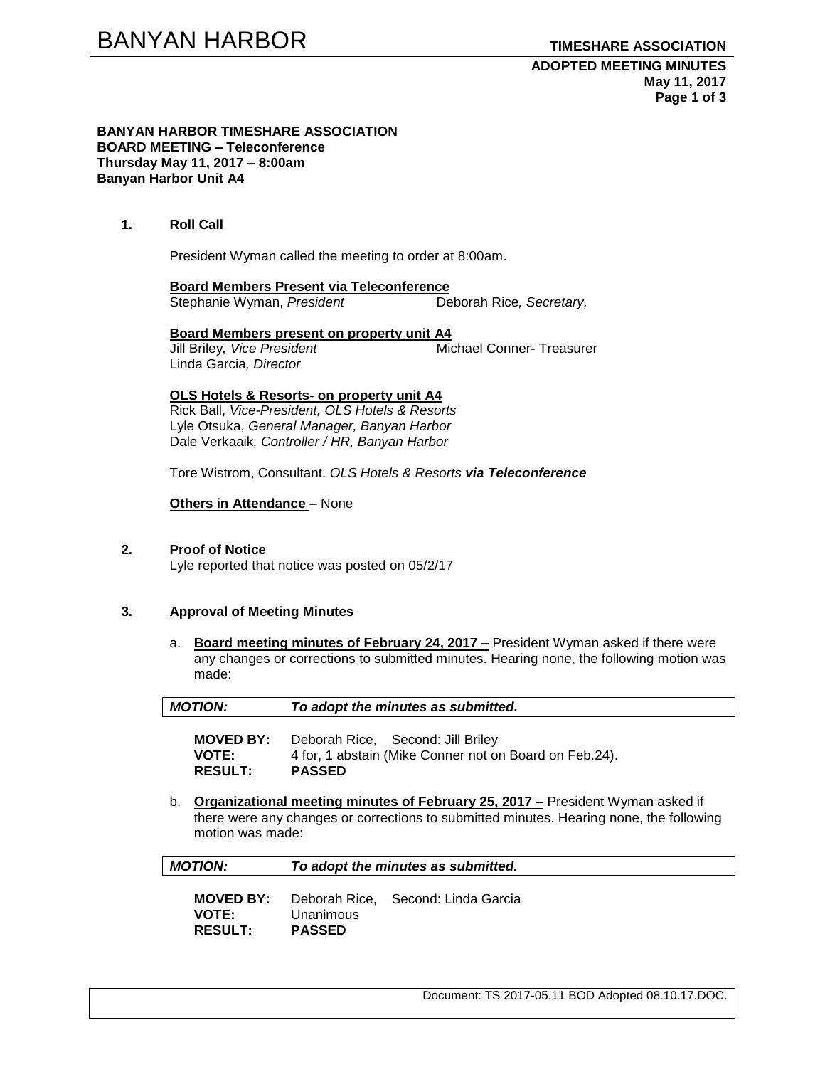**BANYAN HARBOR TIMESHARE ASSOCIATION**
**BOARD MEETING – Teleconference**
**Thursday May 11, 2017 – 8:00am**
**Banyan Harbor Unit A4**

## 1. Roll Call

President Wyman called the meeting to order at 8:00am.

**Board Members Present via Teleconference**
Stephanie Wyman, *President* — Deborah Rice*, Secretary,*

**Board Members present on property unit A4**
Jill Briley*, Vice President* — Michael Conner- Treasurer
Linda Garcia*, Director*

**OLS Hotels & Resorts- on property unit A4**
Rick Ball, *Vice-President, OLS Hotels & Resorts*
Lyle Otsuka, *General Manager, Banyan Harbor*
Dale Verkaaik*, Controller / HR, Banyan Harbor*

Tore Wistrom, Consultant. *OLS Hotels & Resorts* ***via Teleconference***

**Others in Attendance** – None

## 2. Proof of Notice

Lyle reported that notice was posted on 05/2/17

## 3. Approval of Meeting Minutes

a. **Board meeting minutes of February 24, 2017 –** President Wyman asked if there were any changes or corrections to submitted minutes. Hearing none, the following motion was made:

| ***MOTION:*** | ***To adopt the minutes as submitted.*** |
|---|---|

**MOVED BY:** Deborah Rice, Second: Jill Briley
**VOTE:** 4 for, 1 abstain (Mike Conner not on Board on Feb.24).
**RESULT:** **PASSED**

b. **Organizational meeting minutes of February 25, 2017 –** President Wyman asked if there were any changes or corrections to submitted minutes. Hearing none, the following motion was made:

| ***MOTION:*** | ***To adopt the minutes as submitted.*** |
|---|---|

**MOVED BY:** Deborah Rice, Second: Linda Garcia
**VOTE:** Unanimous
**RESULT:** **PASSED**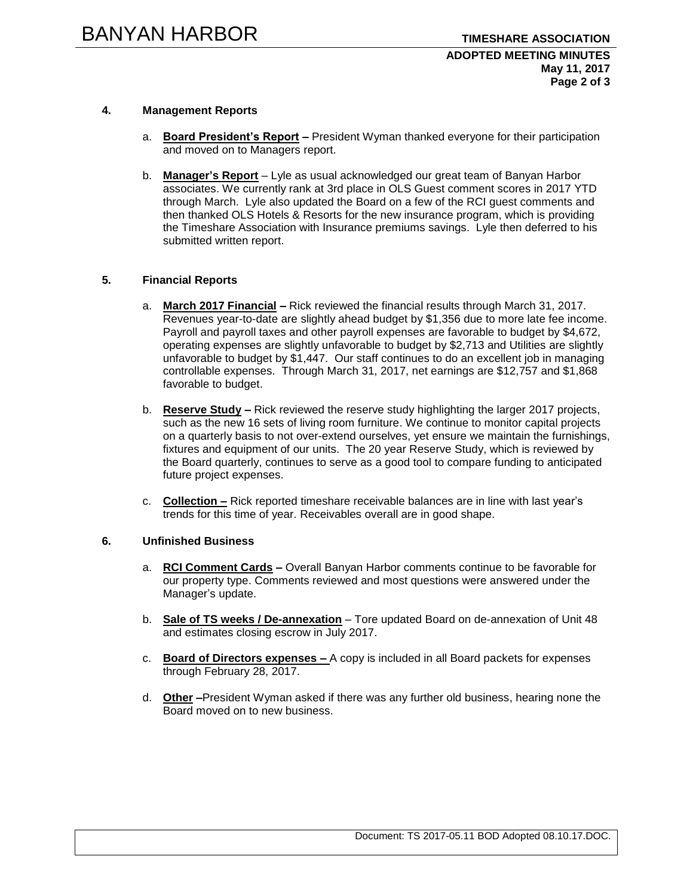**4. Management Reports**

a. **Board President's Report –** President Wyman thanked everyone for their participation and moved on to Managers report.

b. **Manager's Report** – Lyle as usual acknowledged our great team of Banyan Harbor associates. We currently rank at 3rd place in OLS Guest comment scores in 2017 YTD through March. Lyle also updated the Board on a few of the RCI guest comments and then thanked OLS Hotels & Resorts for the new insurance program, which is providing the Timeshare Association with Insurance premiums savings. Lyle then deferred to his submitted written report.

**5. Financial Reports**

a. **March 2017 Financial –** Rick reviewed the financial results through March 31, 2017. Revenues year-to-date are slightly ahead budget by $1,356 due to more late fee income. Payroll and payroll taxes and other payroll expenses are favorable to budget by $4,672, operating expenses are slightly unfavorable to budget by $2,713 and Utilities are slightly unfavorable to budget by $1,447. Our staff continues to do an excellent job in managing controllable expenses. Through March 31, 2017, net earnings are $12,757 and $1,868 favorable to budget.

b. **Reserve Study –** Rick reviewed the reserve study highlighting the larger 2017 projects, such as the new 16 sets of living room furniture. We continue to monitor capital projects on a quarterly basis to not over-extend ourselves, yet ensure we maintain the furnishings, fixtures and equipment of our units. The 20 year Reserve Study, which is reviewed by the Board quarterly, continues to serve as a good tool to compare funding to anticipated future project expenses.

c. **Collection –** Rick reported timeshare receivable balances are in line with last year's trends for this time of year. Receivables overall are in good shape.

**6. Unfinished Business**

a. **RCI Comment Cards –** Overall Banyan Harbor comments continue to be favorable for our property type. Comments reviewed and most questions were answered under the Manager's update.

b. **Sale of TS weeks / De-annexation** – Tore updated Board on de-annexation of Unit 48 and estimates closing escrow in July 2017.

c. **Board of Directors expenses –** A copy is included in all Board packets for expenses through February 28, 2017.

d. **Other –**President Wyman asked if there was any further old business, hearing none the Board moved on to new business.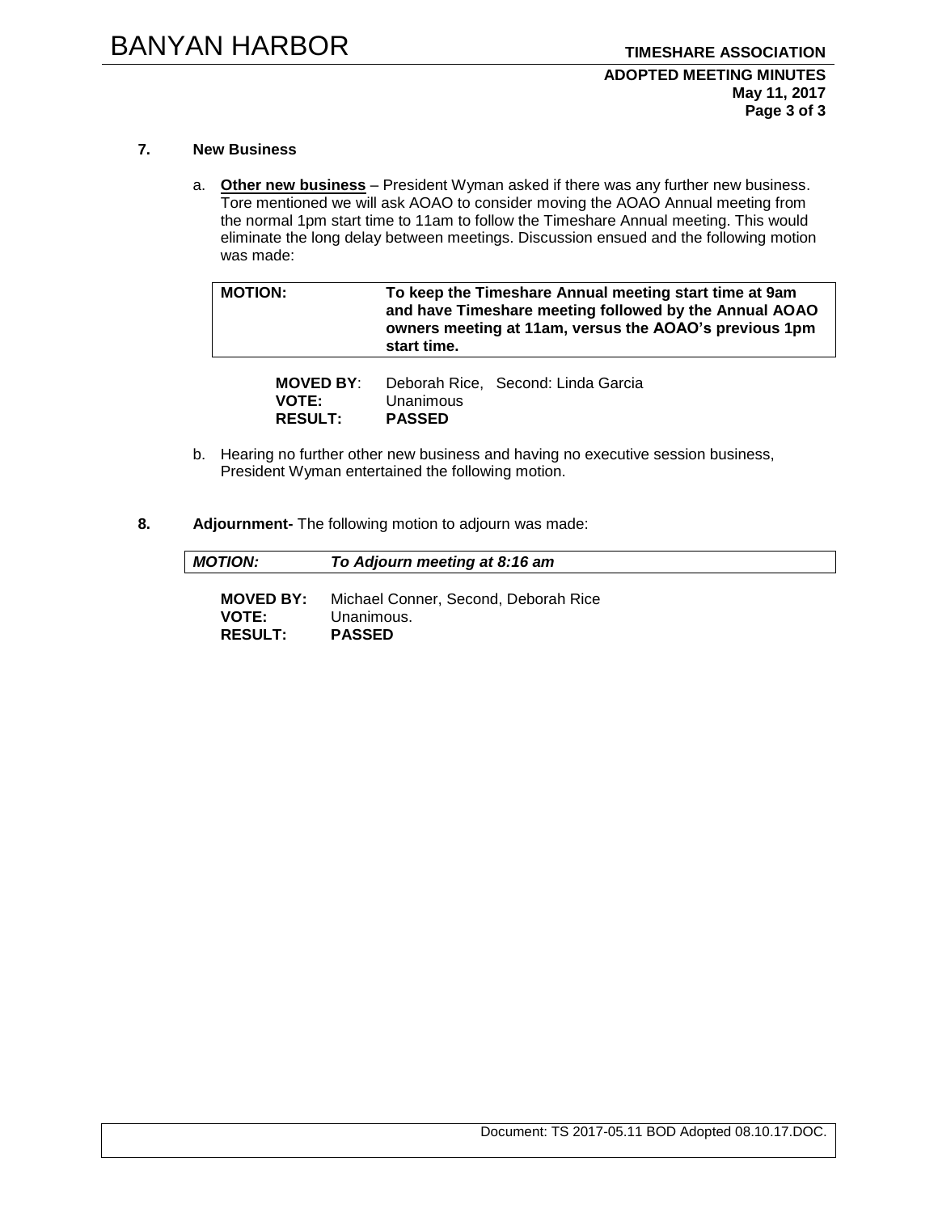**7. New Business**

a. **Other new business** – President Wyman asked if there was any further new business. Tore mentioned we will ask AOAO to consider moving the AOAO Annual meeting from the normal 1pm start time to 11am to follow the Timeshare Annual meeting. This would eliminate the long delay between meetings. Discussion ensued and the following motion was made:

| | |
|---|---|
| **MOTION:** | **To keep the Timeshare Annual meeting start time at 9am and have Timeshare meeting followed by the Annual AOAO owners meeting at 11am, versus the AOAO's previous 1pm start time.** |

**MOVED BY**: Deborah Rice, Second: Linda Garcia
**VOTE:** Unanimous
**RESULT:** **PASSED**

b. Hearing no further other new business and having no executive session business, President Wyman entertained the following motion.

**8. Adjournment-** The following motion to adjourn was made:

| | |
|---|---|
| ***MOTION:*** | ***To Adjourn meeting at 8:16 am*** |

**MOVED BY:** Michael Conner, Second, Deborah Rice
**VOTE:** Unanimous.
**RESULT:** **PASSED**

Document: TS 2017-05.11 BOD Adopted 08.10.17.DOC.